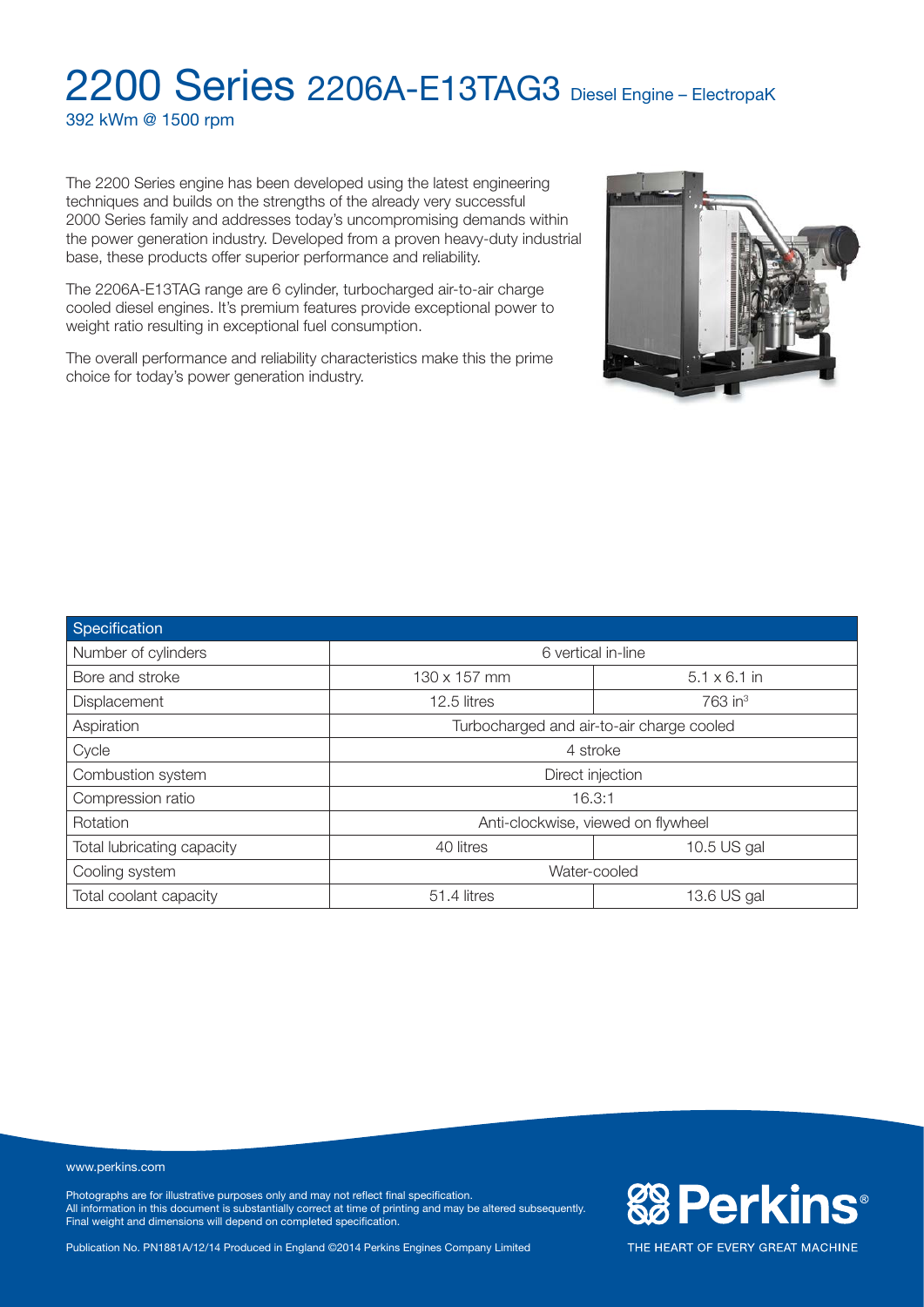# 2200 Series 2206A-E13TAG3 Diesel Engine – ElectropaK

392 kWm @ 1500 rpm

The 2200 Series engine has been developed using the latest engineering techniques and builds on the strengths of the already very successful 2000 Series family and addresses today's uncompromising demands within the power generation industry. Developed from a proven heavy-duty industrial base, these products offer superior performance and reliability.

The 2206A-E13TAG range are 6 cylinder, turbocharged air-to-air charge cooled diesel engines. It's premium features provide exceptional power to weight ratio resulting in exceptional fuel consumption.

The overall performance and reliability characteristics make this the prime choice for today's power generation industry.

| Specification | | |
|---|---|---|
| Number of cylinders | 6 vertical in-line | |
| Bore and stroke | 130 x 157 mm | 5.1 x 6.1 in |
| Displacement | 12.5 litres | 763 in³ |
| Aspiration | Turbocharged and air-to-air charge cooled | |
| Cycle | 4 stroke | |
| Combustion system | Direct injection | |
| Compression ratio | 16.3:1 | |
| Rotation | Anti-clockwise, viewed on flywheel | |
| Total lubricating capacity | 40 litres | 10.5 US gal |
| Cooling system | Water-cooled | |
| Total coolant capacity | 51.4 litres | 13.6 US gal |

www.perkins.com

Photographs are for illustrative purposes only and may not reflect final specification.
All information in this document is substantially correct at time of printing and may be altered subsequently.
Final weight and dimensions will depend on completed specification.

Publication No. PN1881A/12/14 Produced in England ©2014 Perkins Engines Company Limited

Perkins®

THE HEART OF EVERY GREAT MACHINE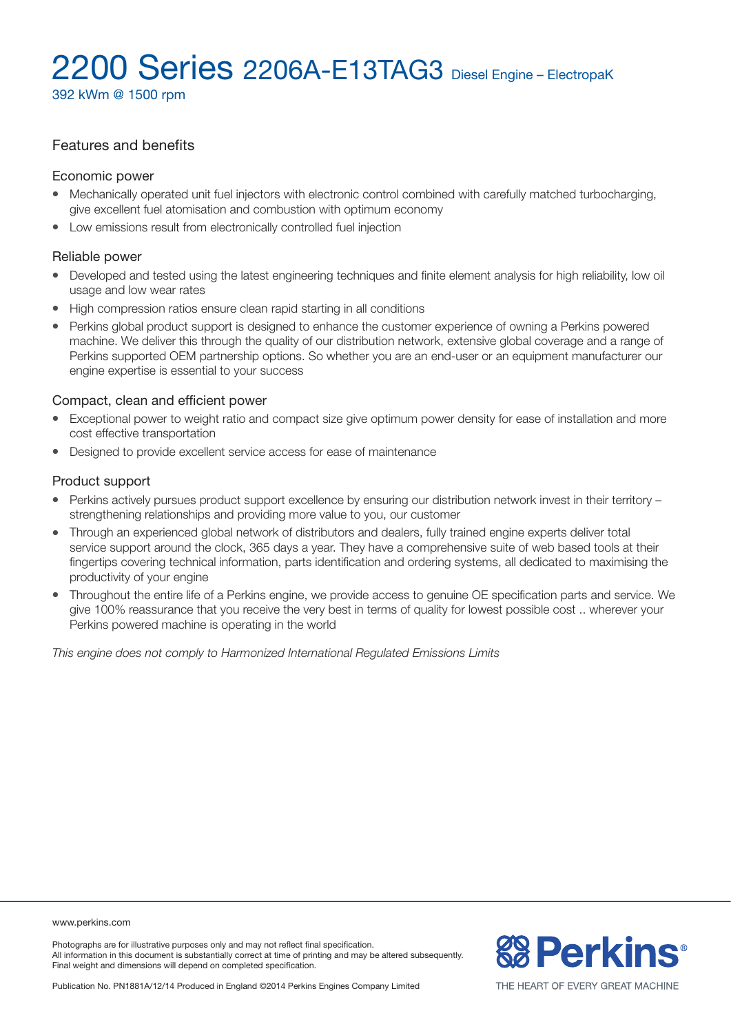# 2200 Series 2206A-E13TAG3 Diesel Engine – ElectropaK

392 kWm @ 1500 rpm

## Features and benefits

### Economic power

- Mechanically operated unit fuel injectors with electronic control combined with carefully matched turbocharging, give excellent fuel atomisation and combustion with optimum economy
- Low emissions result from electronically controlled fuel injection

### Reliable power

- Developed and tested using the latest engineering techniques and finite element analysis for high reliability, low oil usage and low wear rates
- High compression ratios ensure clean rapid starting in all conditions
- Perkins global product support is designed to enhance the customer experience of owning a Perkins powered machine. We deliver this through the quality of our distribution network, extensive global coverage and a range of Perkins supported OEM partnership options. So whether you are an end-user or an equipment manufacturer our engine expertise is essential to your success

### Compact, clean and efficient power

- Exceptional power to weight ratio and compact size give optimum power density for ease of installation and more cost effective transportation
- Designed to provide excellent service access for ease of maintenance

### Product support

- Perkins actively pursues product support excellence by ensuring our distribution network invest in their territory – strengthening relationships and providing more value to you, our customer
- Through an experienced global network of distributors and dealers, fully trained engine experts deliver total service support around the clock, 365 days a year. They have a comprehensive suite of web based tools at their fingertips covering technical information, parts identification and ordering systems, all dedicated to maximising the productivity of your engine
- Throughout the entire life of a Perkins engine, we provide access to genuine OE specification parts and service. We give 100% reassurance that you receive the very best in terms of quality for lowest possible cost .. wherever your Perkins powered machine is operating in the world

*This engine does not comply to Harmonized International Regulated Emissions Limits*

www.perkins.com

Photographs are for illustrative purposes only and may not reflect final specification.
All information in this document is substantially correct at time of printing and may be altered subsequently.
Final weight and dimensions will depend on completed specification.

Publication No. PN1881A/12/14 Produced in England ©2014 Perkins Engines Company Limited

Perkins®

THE HEART OF EVERY GREAT MACHINE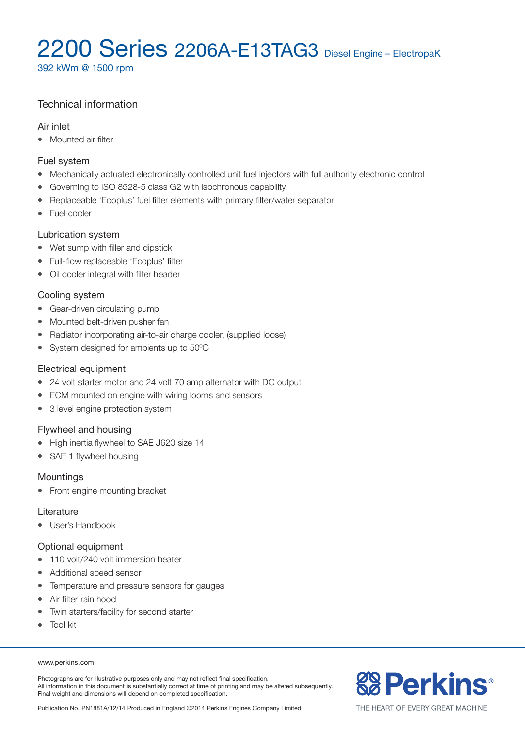# 2200 Series 2206A-E13TAG3 Diesel Engine – ElectropaK

392 kWm @ 1500 rpm

## Technical information

### Air inlet

- Mounted air filter

### Fuel system

- Mechanically actuated electronically controlled unit fuel injectors with full authority electronic control
- Governing to ISO 8528-5 class G2 with isochronous capability
- Replaceable 'Ecoplus' fuel filter elements with primary filter/water separator
- Fuel cooler

### Lubrication system

- Wet sump with filler and dipstick
- Full-flow replaceable 'Ecoplus' filter
- Oil cooler integral with filter header

### Cooling system

- Gear-driven circulating pump
- Mounted belt-driven pusher fan
- Radiator incorporating air-to-air charge cooler, (supplied loose)
- System designed for ambients up to 50ºC

### Electrical equipment

- 24 volt starter motor and 24 volt 70 amp alternator with DC output
- ECM mounted on engine with wiring looms and sensors
- 3 level engine protection system

### Flywheel and housing

- High inertia flywheel to SAE J620 size 14
- SAE 1 flywheel housing

### Mountings

- Front engine mounting bracket

### Literature

- User's Handbook

### Optional equipment

- 110 volt/240 volt immersion heater
- Additional speed sensor
- Temperature and pressure sensors for gauges
- Air filter rain hood
- Twin starters/facility for second starter
- Tool kit

www.perkins.com

Photographs are for illustrative purposes only and may not reflect final specification.
All information in this document is substantially correct at time of printing and may be altered subsequently.
Final weight and dimensions will depend on completed specification.

Publication No. PN1881A/12/14 Produced in England ©2014 Perkins Engines Company Limited

Perkins®
THE HEART OF EVERY GREAT MACHINE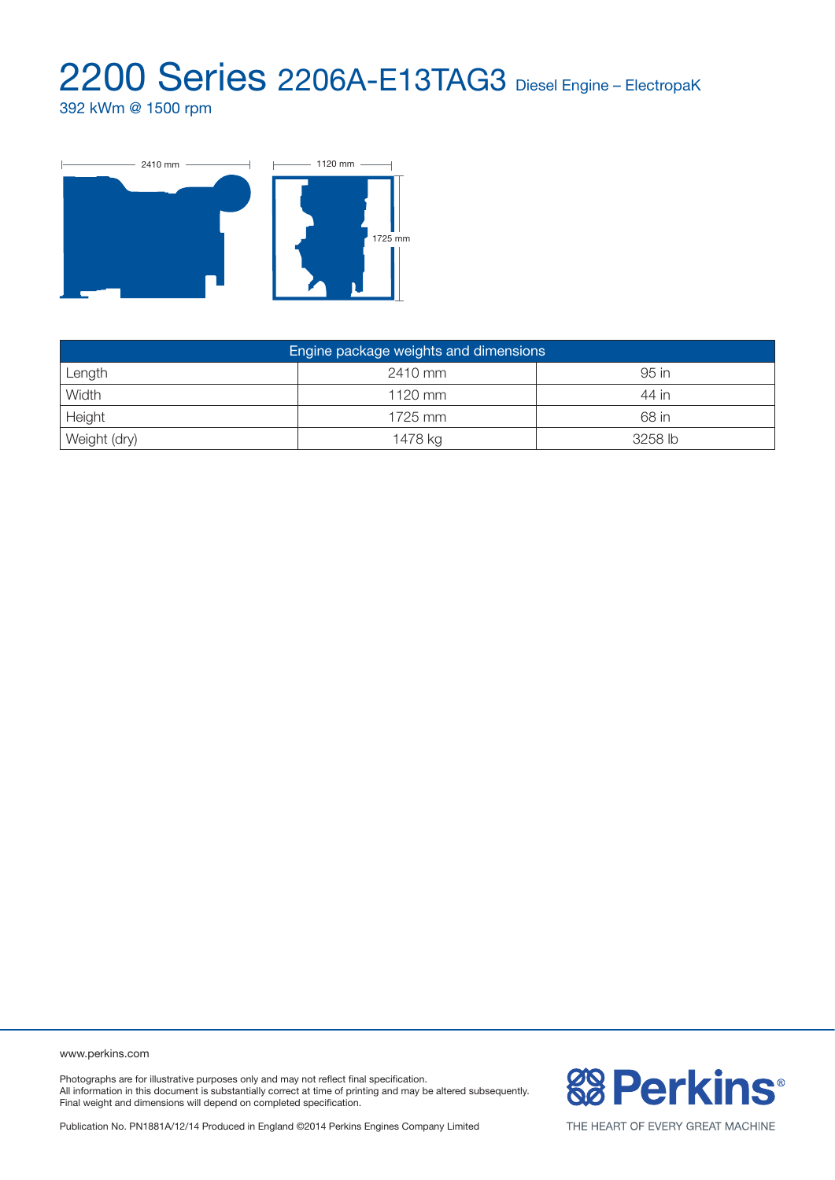# 2200 Series 2206A-E13TAG3 Diesel Engine – ElectropaK

392 kWm @ 1500 rpm

2410 mm

1120 mm

1725 mm

| Engine package weights and dimensions | | |
|---|---|---|
| Length | 2410 mm | 95 in |
| Width | 1120 mm | 44 in |
| Height | 1725 mm | 68 in |
| Weight (dry) | 1478 kg | 3258 lb |

www.perkins.com

Photographs are for illustrative purposes only and may not reflect final specification.
All information in this document is substantially correct at time of printing and may be altered subsequently.
Final weight and dimensions will depend on completed specification.

Publication No. PN1881A/12/14 Produced in England ©2014 Perkins Engines Company Limited

Perkins®

THE HEART OF EVERY GREAT MACHINE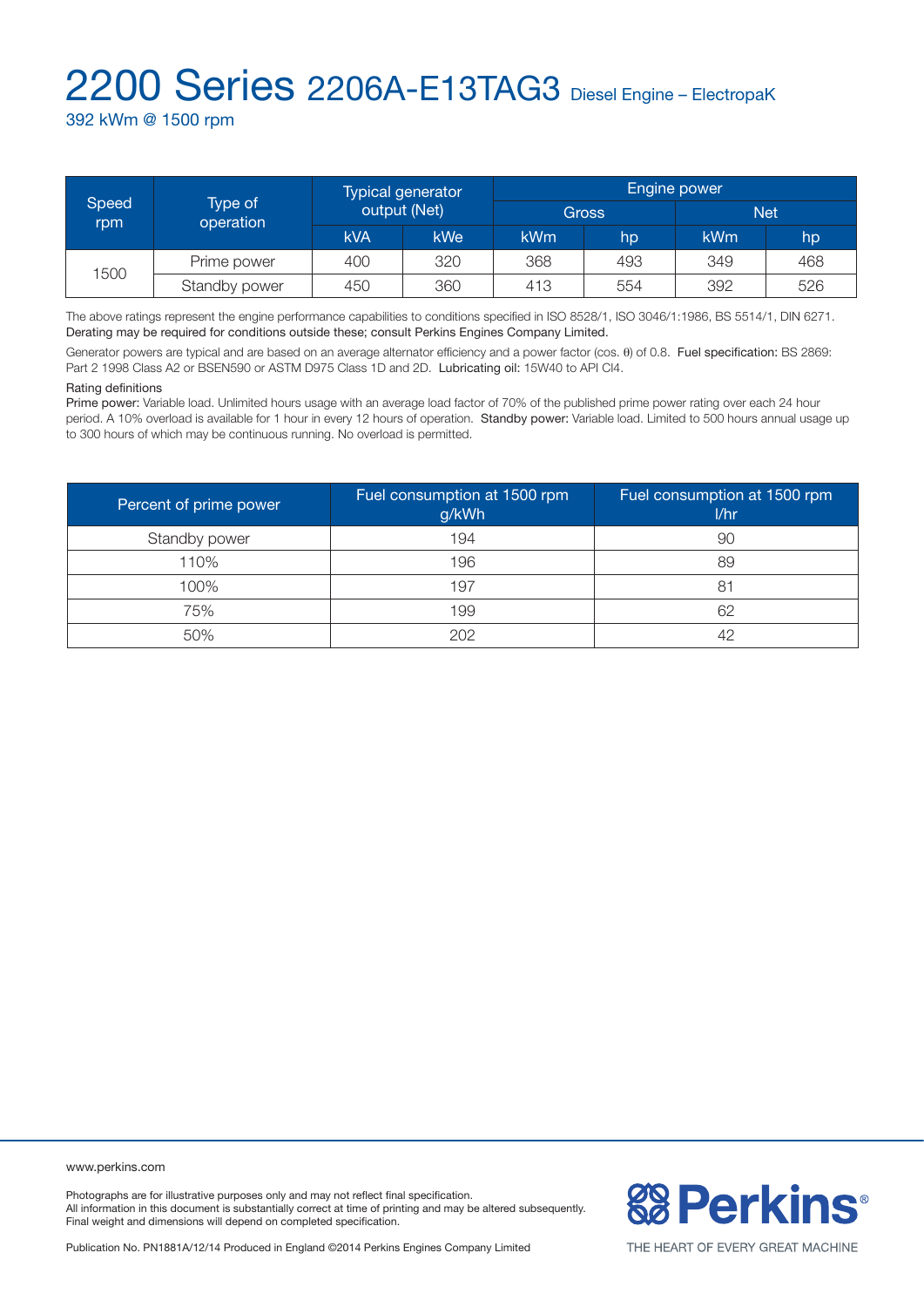# 2200 Series 2206A-E13TAG3 Diesel Engine – ElectropaK

392 kWm @ 1500 rpm

| Speed rpm | Type of operation | Typical generator output (Net) | | Engine power | | | |
|---|---|---|---|---|---|---|---|
| | | | | Gross | | Net | |
| | | kVA | kWe | kWm | hp | kWm | hp |
| 1500 | Prime power | 400 | 320 | 368 | 493 | 349 | 468 |
| | Standby power | 450 | 360 | 413 | 554 | 392 | 526 |

The above ratings represent the engine performance capabilities to conditions specified in ISO 8528/1, ISO 3046/1:1986, BS 5514/1, DIN 6271. Derating may be required for conditions outside these; consult Perkins Engines Company Limited.

Generator powers are typical and are based on an average alternator efficiency and a power factor (cos. θ) of 0.8. Fuel specification: BS 2869: Part 2 1998 Class A2 or BSEN590 or ASTM D975 Class 1D and 2D. Lubricating oil: 15W40 to API CI4.

Rating definitions

Prime power: Variable load. Unlimited hours usage with an average load factor of 70% of the published prime power rating over each 24 hour period. A 10% overload is available for 1 hour in every 12 hours of operation. Standby power: Variable load. Limited to 500 hours annual usage up to 300 hours of which may be continuous running. No overload is permitted.

| Percent of prime power | Fuel consumption at 1500 rpm g/kWh | Fuel consumption at 1500 rpm l/hr |
|---|---|---|
| Standby power | 194 | 90 |
| 110% | 196 | 89 |
| 100% | 197 | 81 |
| 75% | 199 | 62 |
| 50% | 202 | 42 |

www.perkins.com

Photographs are for illustrative purposes only and may not reflect final specification.
All information in this document is substantially correct at time of printing and may be altered subsequently.
Final weight and dimensions will depend on completed specification.

Publication No. PN1881A/12/14 Produced in England ©2014 Perkins Engines Company Limited

Perkins®

THE HEART OF EVERY GREAT MACHINE